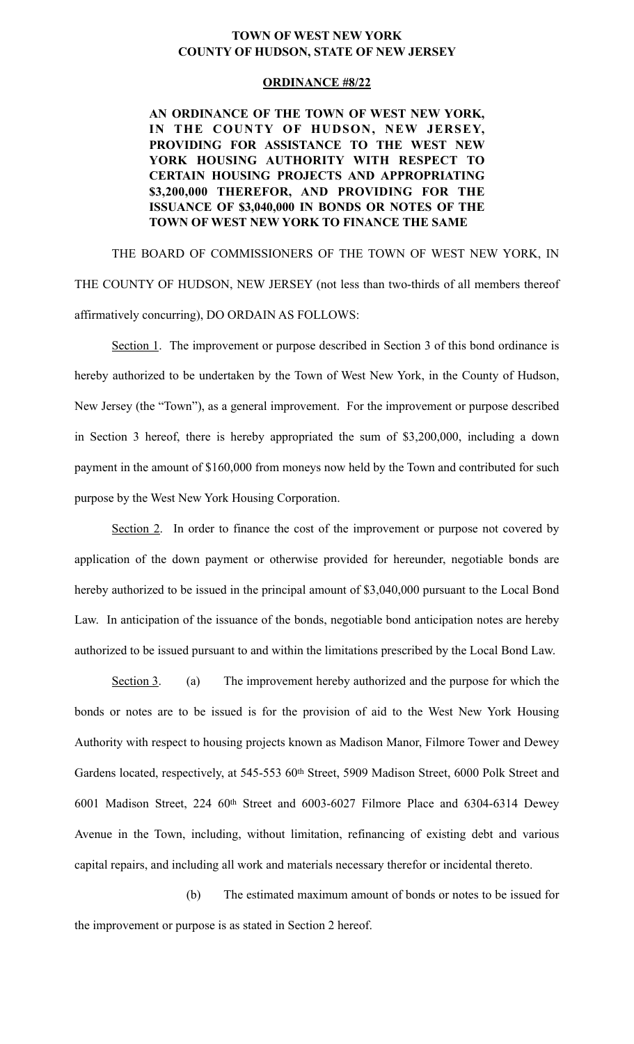**TOWN OF WEST NEW YORK**
**COUNTY OF HUDSON, STATE OF NEW JERSEY**

**ORDINANCE #8/22**

**AN ORDINANCE OF THE TOWN OF WEST NEW YORK, IN THE COUNTY OF HUDSON, NEW JERSEY, PROVIDING FOR ASSISTANCE TO THE WEST NEW YORK HOUSING AUTHORITY WITH RESPECT TO CERTAIN HOUSING PROJECTS AND APPROPRIATING $3,200,000 THEREFOR, AND PROVIDING FOR THE ISSUANCE OF $3,040,000 IN BONDS OR NOTES OF THE TOWN OF WEST NEW YORK TO FINANCE THE SAME**

THE BOARD OF COMMISSIONERS OF THE TOWN OF WEST NEW YORK, IN THE COUNTY OF HUDSON, NEW JERSEY (not less than two-thirds of all members thereof affirmatively concurring), DO ORDAIN AS FOLLOWS:

Section 1. The improvement or purpose described in Section 3 of this bond ordinance is hereby authorized to be undertaken by the Town of West New York, in the County of Hudson, New Jersey (the "Town"), as a general improvement. For the improvement or purpose described in Section 3 hereof, there is hereby appropriated the sum of $3,200,000, including a down payment in the amount of $160,000 from moneys now held by the Town and contributed for such purpose by the West New York Housing Corporation.

Section 2. In order to finance the cost of the improvement or purpose not covered by application of the down payment or otherwise provided for hereunder, negotiable bonds are hereby authorized to be issued in the principal amount of $3,040,000 pursuant to the Local Bond Law. In anticipation of the issuance of the bonds, negotiable bond anticipation notes are hereby authorized to be issued pursuant to and within the limitations prescribed by the Local Bond Law.

Section 3. (a) The improvement hereby authorized and the purpose for which the bonds or notes are to be issued is for the provision of aid to the West New York Housing Authority with respect to housing projects known as Madison Manor, Filmore Tower and Dewey Gardens located, respectively, at 545-553 60th Street, 5909 Madison Street, 6000 Polk Street and 6001 Madison Street, 224 60th Street and 6003-6027 Filmore Place and 6304-6314 Dewey Avenue in the Town, including, without limitation, refinancing of existing debt and various capital repairs, and including all work and materials necessary therefor or incidental thereto.

(b) The estimated maximum amount of bonds or notes to be issued for the improvement or purpose is as stated in Section 2 hereof.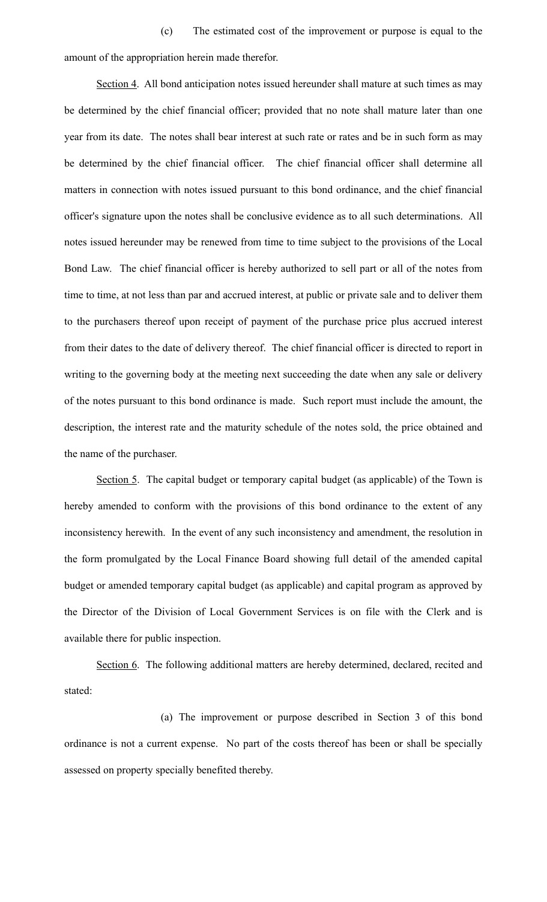(c) The estimated cost of the improvement or purpose is equal to the amount of the appropriation herein made therefor.

Section 4. All bond anticipation notes issued hereunder shall mature at such times as may be determined by the chief financial officer; provided that no note shall mature later than one year from its date. The notes shall bear interest at such rate or rates and be in such form as may be determined by the chief financial officer. The chief financial officer shall determine all matters in connection with notes issued pursuant to this bond ordinance, and the chief financial officer's signature upon the notes shall be conclusive evidence as to all such determinations. All notes issued hereunder may be renewed from time to time subject to the provisions of the Local Bond Law. The chief financial officer is hereby authorized to sell part or all of the notes from time to time, at not less than par and accrued interest, at public or private sale and to deliver them to the purchasers thereof upon receipt of payment of the purchase price plus accrued interest from their dates to the date of delivery thereof. The chief financial officer is directed to report in writing to the governing body at the meeting next succeeding the date when any sale or delivery of the notes pursuant to this bond ordinance is made. Such report must include the amount, the description, the interest rate and the maturity schedule of the notes sold, the price obtained and the name of the purchaser.

Section 5. The capital budget or temporary capital budget (as applicable) of the Town is hereby amended to conform with the provisions of this bond ordinance to the extent of any inconsistency herewith. In the event of any such inconsistency and amendment, the resolution in the form promulgated by the Local Finance Board showing full detail of the amended capital budget or amended temporary capital budget (as applicable) and capital program as approved by the Director of the Division of Local Government Services is on file with the Clerk and is available there for public inspection.

Section 6. The following additional matters are hereby determined, declared, recited and stated:

(a) The improvement or purpose described in Section 3 of this bond ordinance is not a current expense. No part of the costs thereof has been or shall be specially assessed on property specially benefited thereby.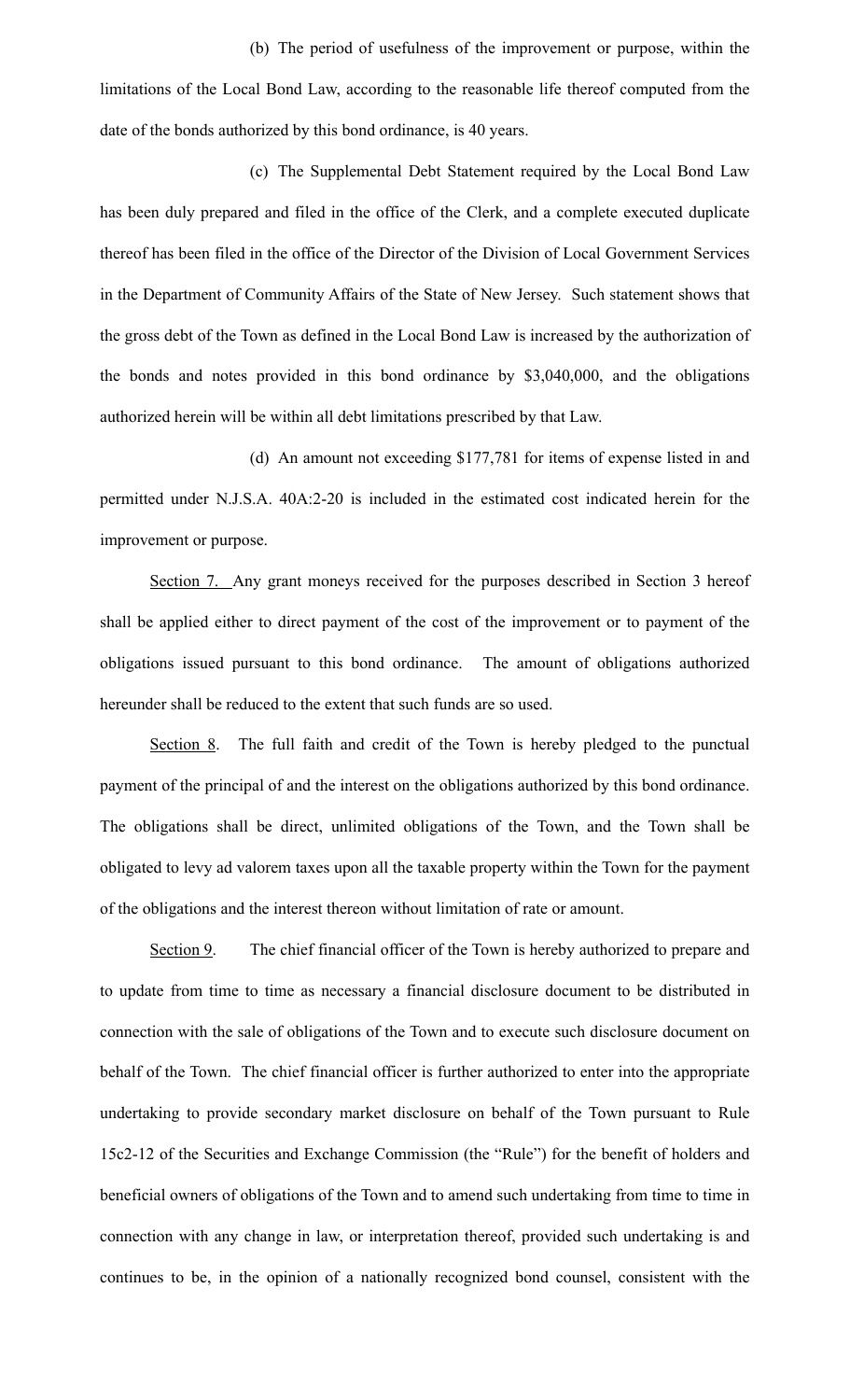(b) The period of usefulness of the improvement or purpose, within the limitations of the Local Bond Law, according to the reasonable life thereof computed from the date of the bonds authorized by this bond ordinance, is 40 years.

(c) The Supplemental Debt Statement required by the Local Bond Law has been duly prepared and filed in the office of the Clerk, and a complete executed duplicate thereof has been filed in the office of the Director of the Division of Local Government Services in the Department of Community Affairs of the State of New Jersey. Such statement shows that the gross debt of the Town as defined in the Local Bond Law is increased by the authorization of the bonds and notes provided in this bond ordinance by $3,040,000, and the obligations authorized herein will be within all debt limitations prescribed by that Law.

(d) An amount not exceeding $177,781 for items of expense listed in and permitted under N.J.S.A. 40A:2-20 is included in the estimated cost indicated herein for the improvement or purpose.

<u>Section 7.</u> Any grant moneys received for the purposes described in Section 3 hereof shall be applied either to direct payment of the cost of the improvement or to payment of the obligations issued pursuant to this bond ordinance. The amount of obligations authorized hereunder shall be reduced to the extent that such funds are so used.

<u>Section 8</u>. The full faith and credit of the Town is hereby pledged to the punctual payment of the principal of and the interest on the obligations authorized by this bond ordinance. The obligations shall be direct, unlimited obligations of the Town, and the Town shall be obligated to levy ad valorem taxes upon all the taxable property within the Town for the payment of the obligations and the interest thereon without limitation of rate or amount.

<u>Section 9</u>. The chief financial officer of the Town is hereby authorized to prepare and to update from time to time as necessary a financial disclosure document to be distributed in connection with the sale of obligations of the Town and to execute such disclosure document on behalf of the Town. The chief financial officer is further authorized to enter into the appropriate undertaking to provide secondary market disclosure on behalf of the Town pursuant to Rule 15c2-12 of the Securities and Exchange Commission (the "Rule") for the benefit of holders and beneficial owners of obligations of the Town and to amend such undertaking from time to time in connection with any change in law, or interpretation thereof, provided such undertaking is and continues to be, in the opinion of a nationally recognized bond counsel, consistent with the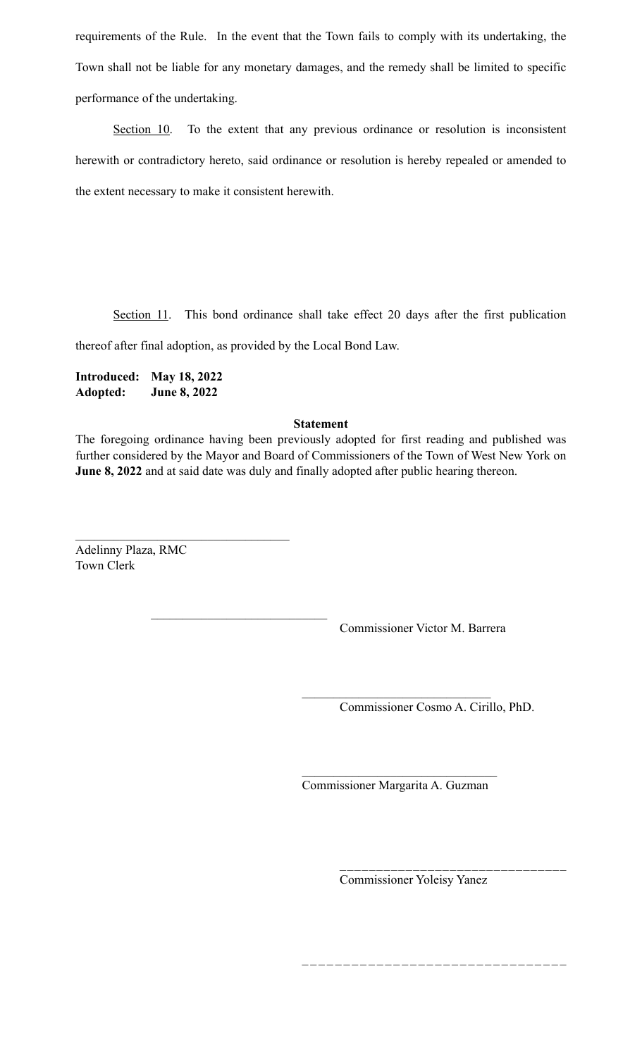requirements of the Rule. In the event that the Town fails to comply with its undertaking, the Town shall not be liable for any monetary damages, and the remedy shall be limited to specific performance of the undertaking.

Section 10. To the extent that any previous ordinance or resolution is inconsistent herewith or contradictory hereto, said ordinance or resolution is hereby repealed or amended to the extent necessary to make it consistent herewith.

Section 11. This bond ordinance shall take effect 20 days after the first publication thereof after final adoption, as provided by the Local Bond Law.

**Introduced: May 18, 2022**
**Adopted: June 8, 2022**

**Statement**

The foregoing ordinance having been previously adopted for first reading and published was further considered by the Mayor and Board of Commissioners of the Town of West New York on **June 8, 2022** and at said date was duly and finally adopted after public hearing thereon.

\_\_\_\_\_\_\_\_\_\_\_\_\_\_\_\_\_\_\_\_\_\_\_\_\_\_\_\_\_\_\_\_
Adelinny Plaza, RMC
Town Clerk

\_\_\_\_\_\_\_\_\_\_\_\_\_\_\_\_\_\_\_\_\_\_\_\_\_\_\_\_
Commissioner Victor M. Barrera

\_\_\_\_\_\_\_\_\_\_\_\_\_\_\_\_\_\_\_\_\_\_\_\_\_\_\_\_
Commissioner Cosmo A. Cirillo, PhD.

\_\_\_\_\_\_\_\_\_\_\_\_\_\_\_\_\_\_\_\_\_\_\_\_\_\_\_\_
Commissioner Margarita A. Guzman

\_\_\_\_\_\_\_\_\_\_\_\_\_\_\_\_\_\_\_\_\_\_\_\_\_\_\_\_
Commissioner Yoleisy Yanez

\_\_\_\_\_\_\_\_\_\_\_\_\_\_\_\_\_\_\_\_\_\_\_\_\_\_\_\_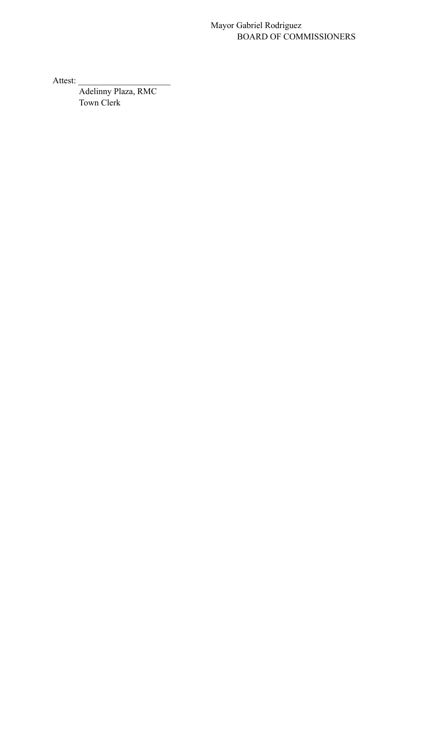Mayor Gabriel Rodriguez
BOARD OF COMMISSIONERS

Attest: ____________________
Adelinny Plaza, RMC
Town Clerk